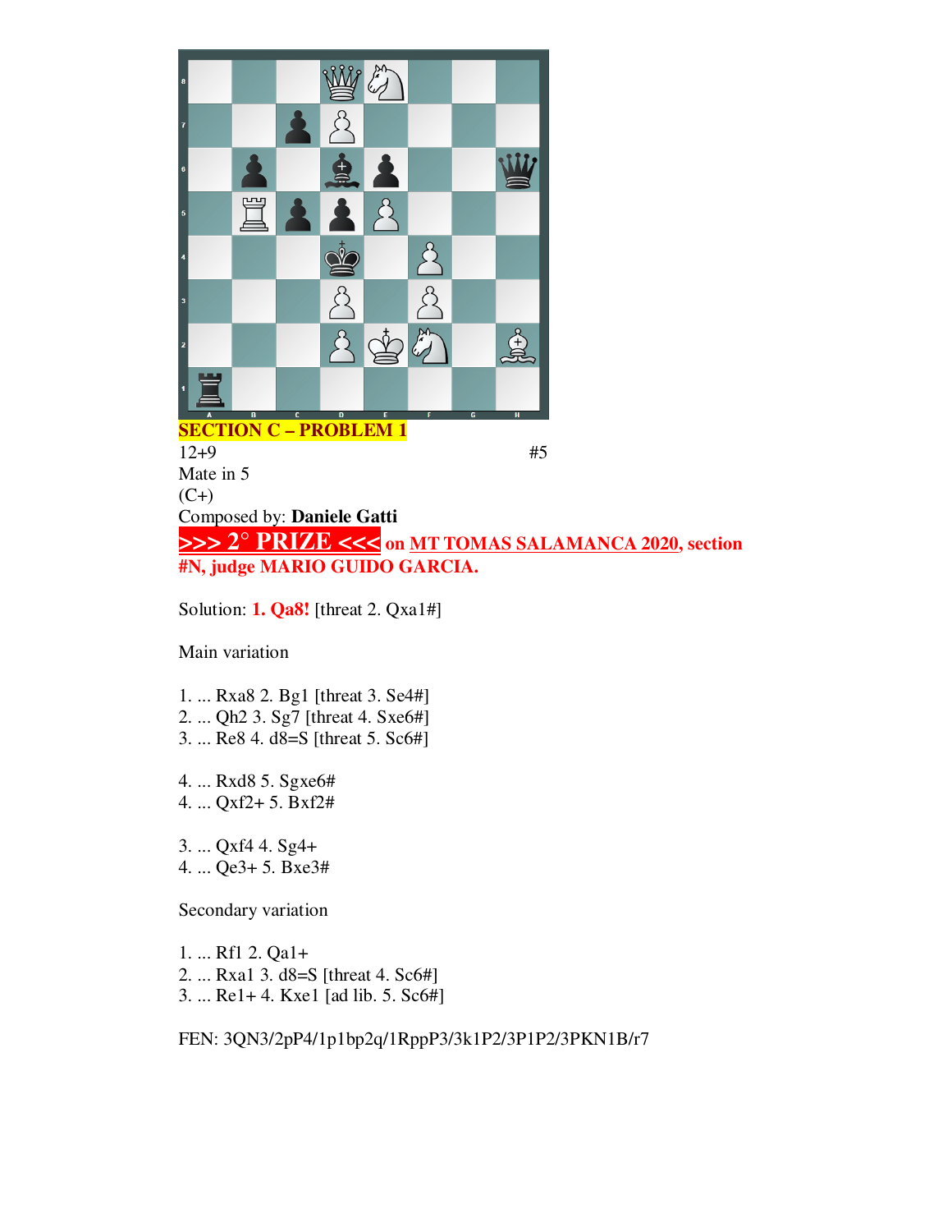## SECTION C – PROBLEM 1

12+9 #5

Mate in 5

(C+)

Composed by: **Daniele Gatti**

**>>> 2° PRIZE <<< on MT TOMAS SALAMANCA 2020, section #N, judge MARIO GUIDO GARCIA.**

Solution: **1. Qa8!** [threat 2. Qxa1#]

Main variation

1. ... Rxa8 2. Bg1 [threat 3. Se4#]
2. ... Qh2 3. Sg7 [threat 4. Sxe6#]
3. ... Re8 4. d8=S [threat 5. Sc6#]

4. ... Rxd8 5. Sgxe6#
4. ... Qxf2+ 5. Bxf2#

3. ... Qxf4 4. Sg4+
4. ... Qe3+ 5. Bxe3#

Secondary variation

1. ... Rf1 2. Qa1+
2. ... Rxa1 3. d8=S [threat 4. Sc6#]
3. ... Re1+ 4. Kxe1 [ad lib. 5. Sc6#]

FEN: 3QN3/2pP4/1p1bp2q/1RppP3/3k1P2/3P1P2/3PKN1B/r7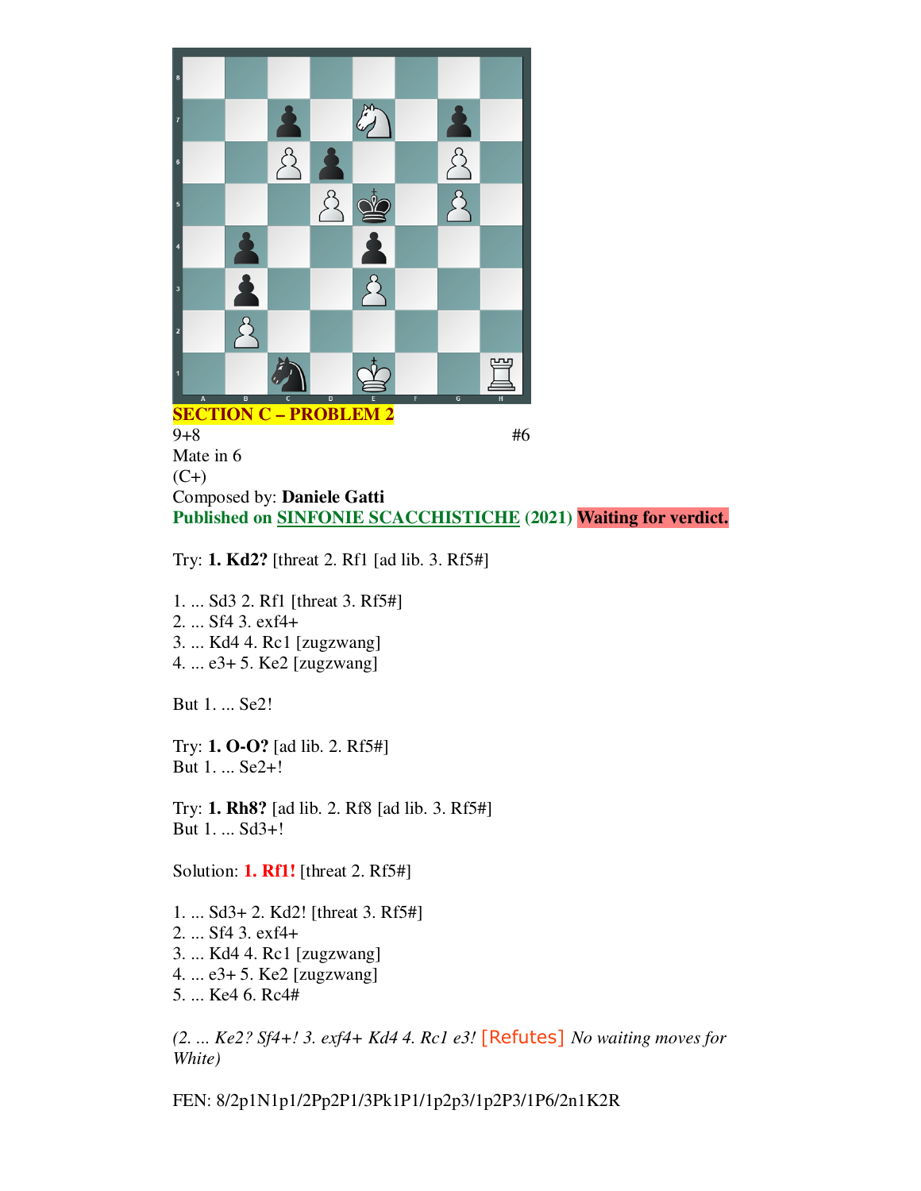**SECTION C – PROBLEM 2**

9+8 #6

Mate in 6

(C+)

Composed by: **Daniele Gatti**

**Published on SINFONIE SCACCHISTICHE (2021)** **Waiting for verdict.**

Try: **1. Kd2?** [threat 2. Rf1 [ad lib. 3. Rf5#]

1. ... Sd3 2. Rf1 [threat 3. Rf5#]
2. ... Sf4 3. exf4+
3. ... Kd4 4. Rc1 [zugzwang]
4. ... e3+ 5. Ke2 [zugzwang]

But 1. ... Se2!

Try: **1. O-O?** [ad lib. 2. Rf5#]
But 1. ... Se2+!

Try: **1. Rh8?** [ad lib. 2. Rf8 [ad lib. 3. Rf5#]
But 1. ... Sd3+!

Solution: **1. Rf1!** [threat 2. Rf5#]

1. ... Sd3+ 2. Kd2! [threat 3. Rf5#]
2. ... Sf4 3. exf4+
3. ... Kd4 4. Rc1 [zugzwang]
4. ... e3+ 5. Ke2 [zugzwang]
5. ... Ke4 6. Rc4#

*(2. ... Ke2? Sf4+! 3. exf4+ Kd4 4. Rc1 e3!* [Refutes] *No waiting moves for White)*

FEN: 8/2p1N1p1/2Pp2P1/3Pk1P1/1p2p3/1p2P3/1P6/2n1K2R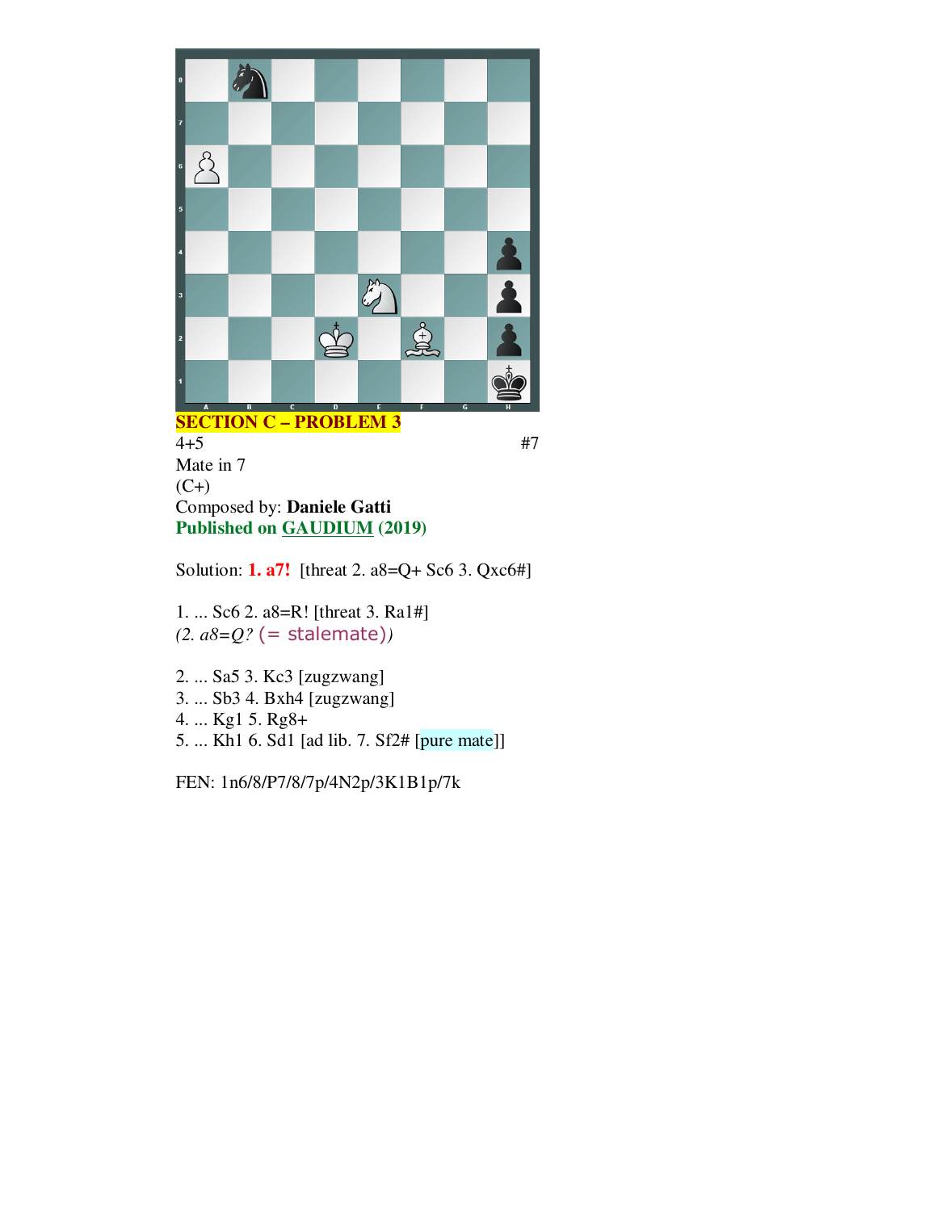**SECTION C – PROBLEM 3**

4+5 #7

Mate in 7

(C+)

Composed by: **Daniele Gatti**

**Published on GAUDIUM (2019)**

Solution: **1. a7!** [threat 2. a8=Q+ Sc6 3. Qxc6#]

1. ... Sc6 2. a8=R! [threat 3. Ra1#]
*(2. a8=Q?* (= stalemate)*)*

2. ... Sa5 3. Kc3 [zugzwang]
3. ... Sb3 4. Bxh4 [zugzwang]
4. ... Kg1 5. Rg8+
5. ... Kh1 6. Sd1 [ad lib. 7. Sf2# [pure mate]]

FEN: 1n6/8/P7/8/7p/4N2p/3K1B1p/7k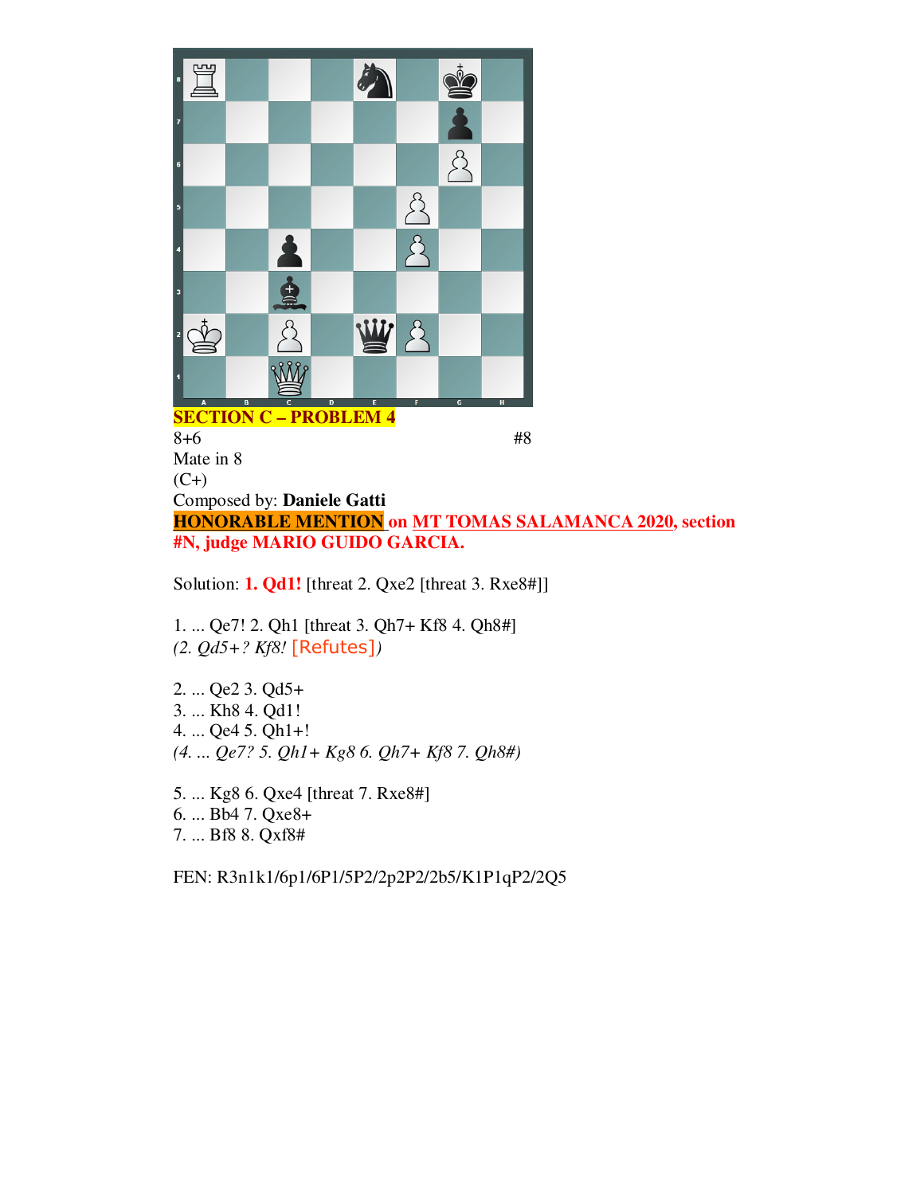**SECTION C – PROBLEM 4**

8+6 #8

Mate in 8

(C+)

Composed by: **Daniele Gatti**

**HONORABLE MENTION on MT TOMAS SALAMANCA 2020, section #N, judge MARIO GUIDO GARCIA.**

Solution: **1. Qd1!** [threat 2. Qxe2 [threat 3. Rxe8#]]

1. ... Qe7! 2. Qh1 [threat 3. Qh7+ Kf8 4. Qh8#]
*(2. Qd5+? Kf8!* [Refutes]*)*

2. ... Qe2 3. Qd5+
3. ... Kh8 4. Qd1!
4. ... Qe4 5. Qh1+!
*(4. ... Qe7? 5. Qh1+ Kg8 6. Qh7+ Kf8 7. Qh8#)*

5. ... Kg8 6. Qxe4 [threat 7. Rxe8#]
6. ... Bb4 7. Qxe8+
7. ... Bf8 8. Qxf8#

FEN: R3n1k1/6p1/6P1/5P2/2p2P2/2b5/K1P1qP2/2Q5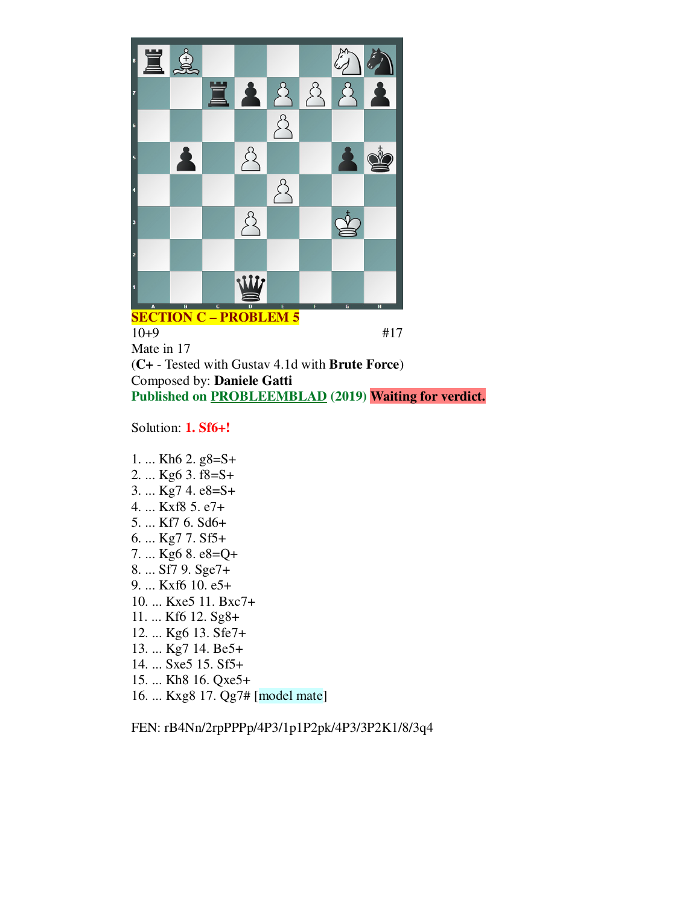**SECTION C – PROBLEM 5**

10+9 #17

Mate in 17

(**C+** - Tested with Gustav 4.1d with **Brute Force**)

Composed by: **Daniele Gatti**

**Published on PROBLEEMBLAD (2019)** **Waiting for verdict.**

Solution: **1. Sf6+!**

1. ... Kh6 2. g8=S+
2. ... Kg6 3. f8=S+
3. ... Kg7 4. e8=S+
4. ... Kxf8 5. e7+
5. ... Kf7 6. Sd6+
6. ... Kg7 7. Sf5+
7. ... Kg6 8. e8=Q+
8. ... Sf7 9. Sge7+
9. ... Kxf6 10. e5+
10. ... Kxe5 11. Bxc7+
11. ... Kf6 12. Sg8+
12. ... Kg6 13. Sfe7+
13. ... Kg7 14. Be5+
14. ... Sxe5 15. Sf5+
15. ... Kh8 16. Qxe5+
16. ... Kxg8 17. Qg7# [model mate]

FEN: rB4Nn/2rpPPPp/4P3/1p1P2pk/4P3/3P2K1/8/3q4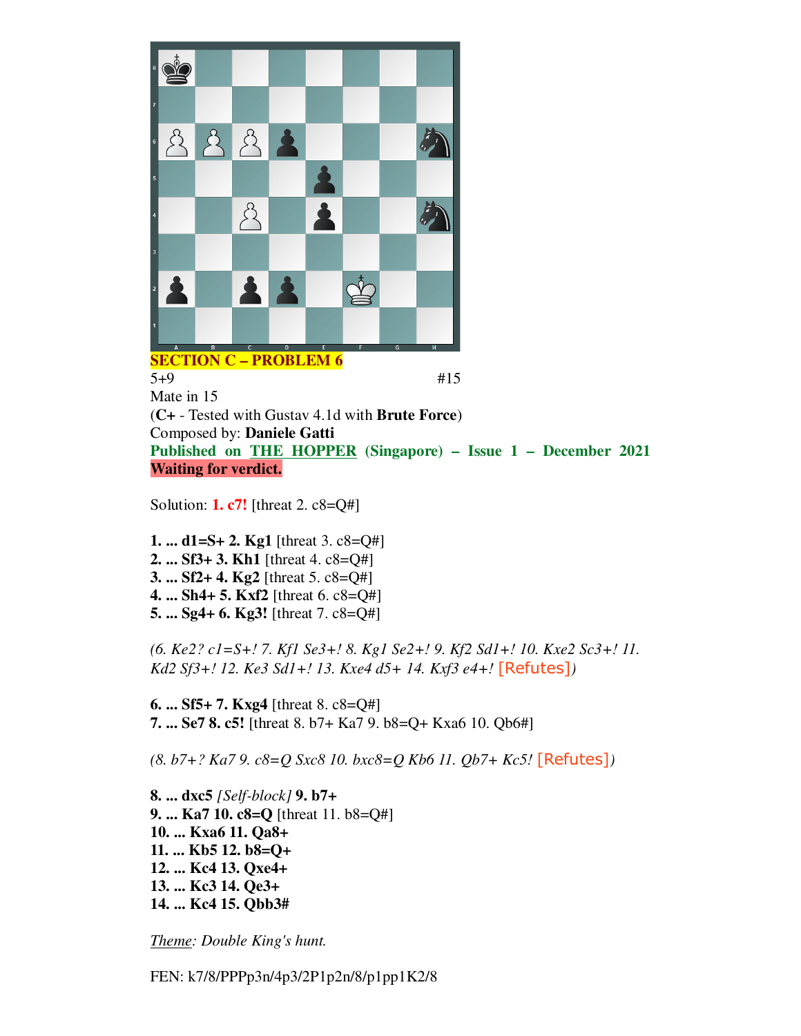**SECTION C – PROBLEM 6**

5+9 #15

Mate in 15

(**C+** - Tested with Gustav 4.1d with **Brute Force**)

Composed by: **Daniele Gatti**

**Published on THE HOPPER (Singapore) – Issue 1 – December 2021**

**Waiting for verdict.**

Solution: **1. c7!** [threat 2. c8=Q#]

**1. ... d1=S+ 2. Kg1** [threat 3. c8=Q#]
**2. ... Sf3+ 3. Kh1** [threat 4. c8=Q#]
**3. ... Sf2+ 4. Kg2** [threat 5. c8=Q#]
**4. ... Sh4+ 5. Kxf2** [threat 6. c8=Q#]
**5. ... Sg4+ 6. Kg3!** [threat 7. c8=Q#]

*(6. Ke2? c1=S+! 7. Kf1 Se3+! 8. Kg1 Se2+! 9. Kf2 Sd1+! 10. Kxe2 Sc3+! 11. Kd2 Sf3+! 12. Ke3 Sd1+! 13. Kxe4 d5+ 14. Kxf3 e4+!* [Refutes]*)*

**6. ... Sf5+ 7. Kxg4** [threat 8. c8=Q#]
**7. ... Se7 8. c5!** [threat 8. b7+ Ka7 9. b8=Q+ Kxa6 10. Qb6#]

*(8. b7+? Ka7 9. c8=Q Sxc8 10. bxc8=Q Kb6 11. Qb7+ Kc5!* [Refutes]*)*

**8. ... dxc5** *[Self-block]* **9. b7+**
**9. ... Ka7 10. c8=Q** [threat 11. b8=Q#]
**10. ... Kxa6 11. Qa8+**
**11. ... Kb5 12. b8=Q+**
**12. ... Kc4 13. Qxe4+**
**13. ... Kc3 14. Qe3+**
**14. ... Kc4 15. Qbb3#**

*Theme: Double King's hunt.*

FEN: k7/8/PPPp3n/4p3/2P1p2n/8/p1pp1K2/8